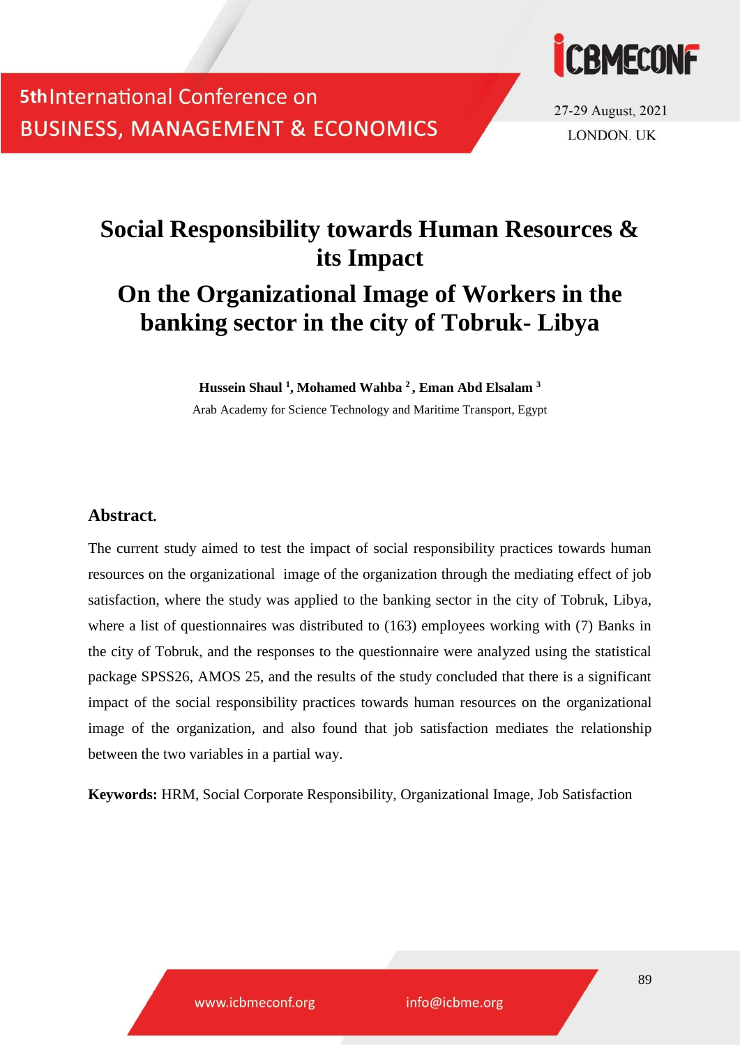# Social Responsibility towards Human Resources & its Impact

# On the Organizational Image of Workers in the banking sector in the city of Tobruk- Libya

**Hussein Shaul [1], Mohamed Wahba [2], Eman Abd Elsalam [3]**

Arab Academy for Science Technology and Maritime Transport, Egypt

## Abstract.

The current study aimed to test the impact of social responsibility practices towards human resources on the organizational image of the organization through the mediating effect of job satisfaction, where the study was applied to the banking sector in the city of Tobruk, Libya, where a list of questionnaires was distributed to (163) employees working with (7) Banks in the city of Tobruk, and the responses to the questionnaire were analyzed using the statistical package SPSS26, AMOS 25, and the results of the study concluded that there is a significant impact of the social responsibility practices towards human resources on the organizational image of the organization, and also found that job satisfaction mediates the relationship between the two variables in a partial way.

**Keywords:** HRM, Social Corporate Responsibility, Organizational Image, Job Satisfaction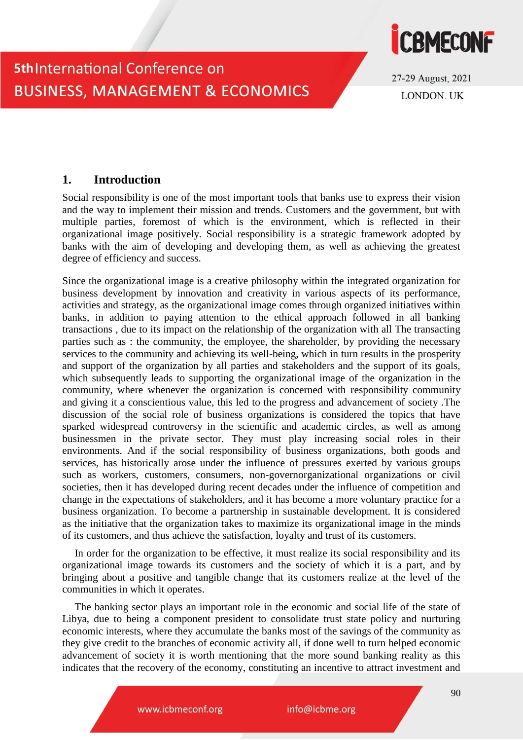## 1. Introduction

Social responsibility is one of the most important tools that banks use to express their vision and the way to implement their mission and trends. Customers and the government, but with multiple parties, foremost of which is the environment, which is reflected in their organizational image positively. Social responsibility is a strategic framework adopted by banks with the aim of developing and developing them, as well as achieving the greatest degree of efficiency and success.

Since the organizational image is a creative philosophy within the integrated organization for business development by innovation and creativity in various aspects of its performance, activities and strategy, as the organizational image comes through organized initiatives within banks, in addition to paying attention to the ethical approach followed in all banking transactions , due to its impact on the relationship of the organization with all The transacting parties such as : the community, the employee, the shareholder, by providing the necessary services to the community and achieving its well-being, which in turn results in the prosperity and support of the organization by all parties and stakeholders and the support of its goals, which subsequently leads to supporting the organizational image of the organization in the community, where whenever the organization is concerned with responsibility community and giving it a conscientious value, this led to the progress and advancement of society .The discussion of the social role of business organizations is considered the topics that have sparked widespread controversy in the scientific and academic circles, as well as among businessmen in the private sector. They must play increasing social roles in their environments. And if the social responsibility of business organizations, both goods and services, has historically arose under the influence of pressures exerted by various groups such as workers, customers, consumers, non-governorganizational organizations or civil societies, then it has developed during recent decades under the influence of competition and change in the expectations of stakeholders, and it has become a more voluntary practice for a business organization. To become a partnership in sustainable development. It is considered as the initiative that the organization takes to maximize its organizational image in the minds of its customers, and thus achieve the satisfaction, loyalty and trust of its customers.

In order for the organization to be effective, it must realize its social responsibility and its organizational image towards its customers and the society of which it is a part, and by bringing about a positive and tangible change that its customers realize at the level of the communities in which it operates.

The banking sector plays an important role in the economic and social life of the state of Libya, due to being a component president to consolidate trust state policy and nurturing economic interests, where they accumulate the banks most of the savings of the community as they give credit to the branches of economic activity all, if done well to turn helped economic advancement of society it is worth mentioning that the more sound banking reality as this indicates that the recovery of the economy, constituting an incentive to attract investment and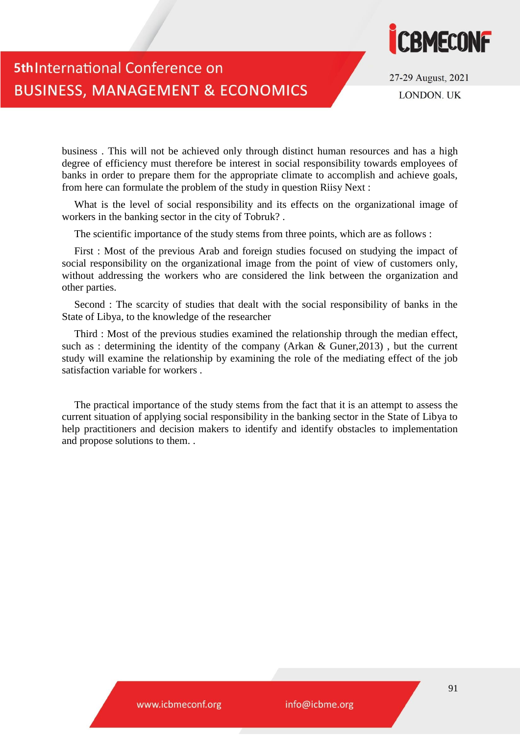business . This will not be achieved only through distinct human resources and has a high degree of efficiency must therefore be interest in social responsibility towards employees of banks in order to prepare them for the appropriate climate to accomplish and achieve goals, from here can formulate the problem of the study in question Riisy Next :

What is the level of social responsibility and its effects on the organizational image of workers in the banking sector in the city of Tobruk? .

The scientific importance of the study stems from three points, which are as follows :

First : Most of the previous Arab and foreign studies focused on studying the impact of social responsibility on the organizational image from the point of view of customers only, without addressing the workers who are considered the link between the organization and other parties.

Second : The scarcity of studies that dealt with the social responsibility of banks in the State of Libya, to the knowledge of the researcher

Third : Most of the previous studies examined the relationship through the median effect, such as : determining the identity of the company (Arkan & Guner,2013) , but the current study will examine the relationship by examining the role of the mediating effect of the job satisfaction variable for workers .

The practical importance of the study stems from the fact that it is an attempt to assess the current situation of applying social responsibility in the banking sector in the State of Libya to help practitioners and decision makers to identify and identify obstacles to implementation and propose solutions to them. .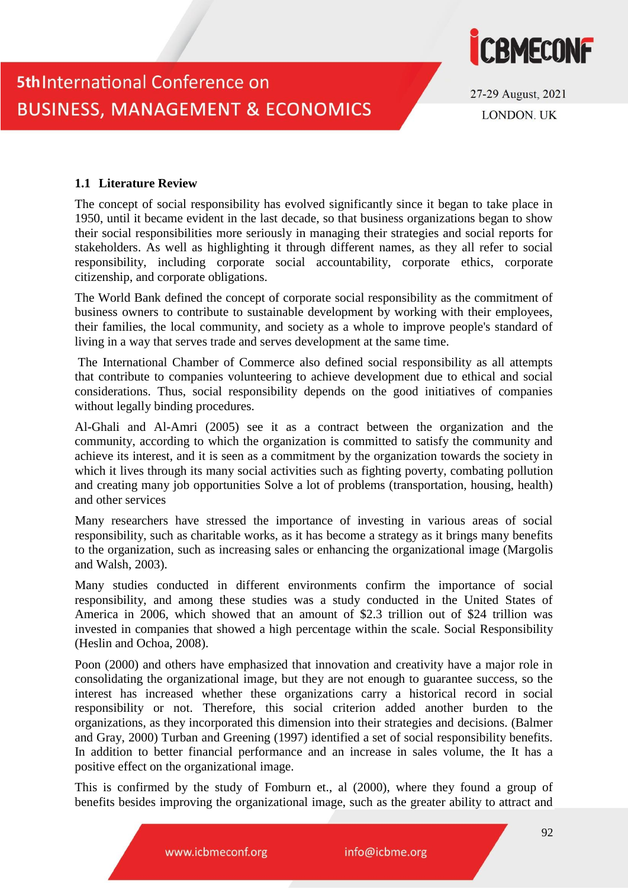### 1.1 Literature Review

The concept of social responsibility has evolved significantly since it began to take place in 1950, until it became evident in the last decade, so that business organizations began to show their social responsibilities more seriously in managing their strategies and social reports for stakeholders. As well as highlighting it through different names, as they all refer to social responsibility, including corporate social accountability, corporate ethics, corporate citizenship, and corporate obligations.

The World Bank defined the concept of corporate social responsibility as the commitment of business owners to contribute to sustainable development by working with their employees, their families, the local community, and society as a whole to improve people's standard of living in a way that serves trade and serves development at the same time.

The International Chamber of Commerce also defined social responsibility as all attempts that contribute to companies volunteering to achieve development due to ethical and social considerations. Thus, social responsibility depends on the good initiatives of companies without legally binding procedures.

Al-Ghali and Al-Amri (2005) see it as a contract between the organization and the community, according to which the organization is committed to satisfy the community and achieve its interest, and it is seen as a commitment by the organization towards the society in which it lives through its many social activities such as fighting poverty, combating pollution and creating many job opportunities Solve a lot of problems (transportation, housing, health) and other services

Many researchers have stressed the importance of investing in various areas of social responsibility, such as charitable works, as it has become a strategy as it brings many benefits to the organization, such as increasing sales or enhancing the organizational image (Margolis and Walsh, 2003).

Many studies conducted in different environments confirm the importance of social responsibility, and among these studies was a study conducted in the United States of America in 2006, which showed that an amount of $2.3 trillion out of $24 trillion was invested in companies that showed a high percentage within the scale. Social Responsibility (Heslin and Ochoa, 2008).

Poon (2000) and others have emphasized that innovation and creativity have a major role in consolidating the organizational image, but they are not enough to guarantee success, so the interest has increased whether these organizations carry a historical record in social responsibility or not. Therefore, this social criterion added another burden to the organizations, as they incorporated this dimension into their strategies and decisions. (Balmer and Gray, 2000) Turban and Greening (1997) identified a set of social responsibility benefits. In addition to better financial performance and an increase in sales volume, the It has a positive effect on the organizational image.

This is confirmed by the study of Fomburn et., al (2000), where they found a group of benefits besides improving the organizational image, such as the greater ability to attract and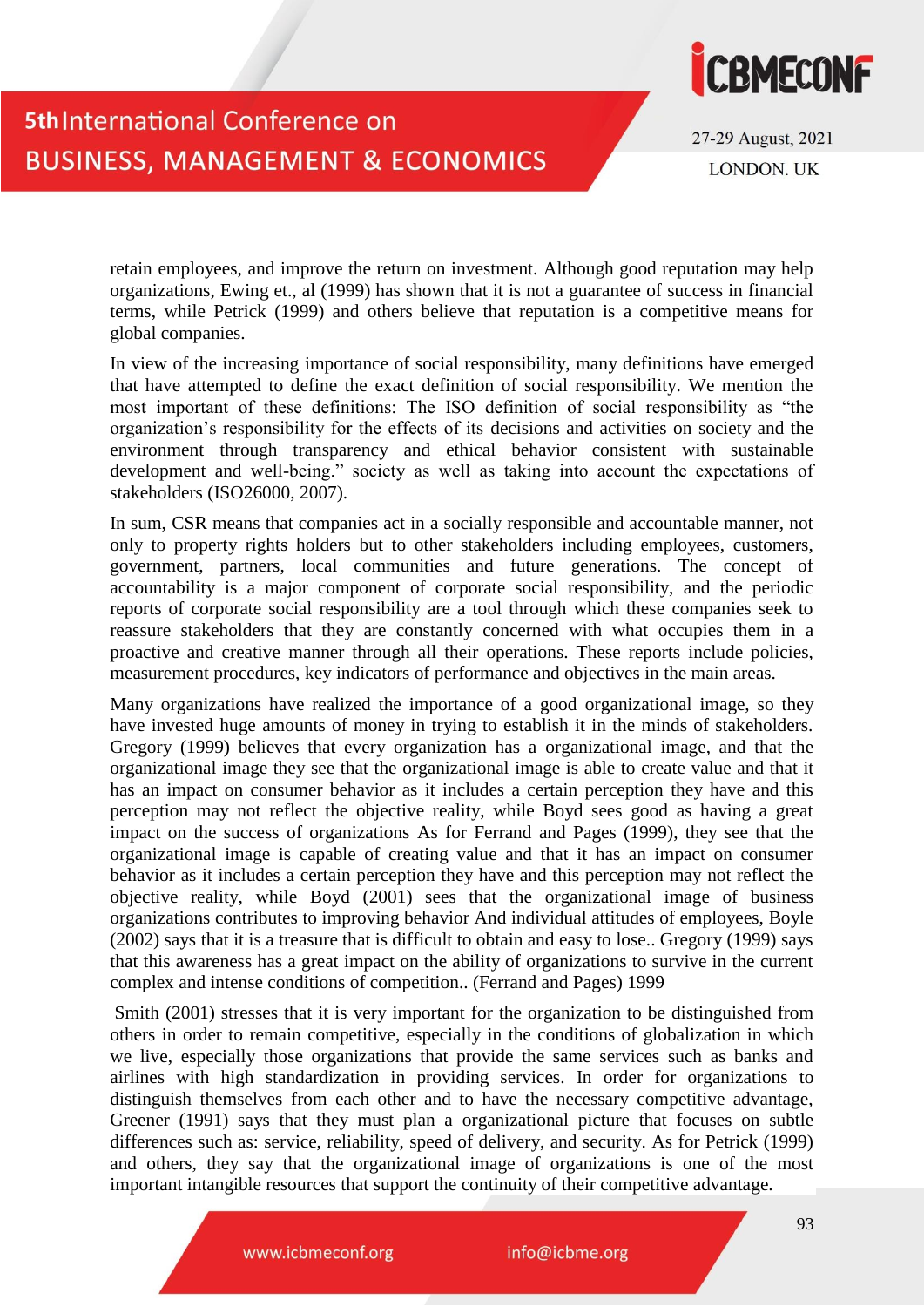retain employees, and improve the return on investment. Although good reputation may help organizations, Ewing et., al (1999) has shown that it is not a guarantee of success in financial terms, while Petrick (1999) and others believe that reputation is a competitive means for global companies.

In view of the increasing importance of social responsibility, many definitions have emerged that have attempted to define the exact definition of social responsibility. We mention the most important of these definitions: The ISO definition of social responsibility as "the organization's responsibility for the effects of its decisions and activities on society and the environment through transparency and ethical behavior consistent with sustainable development and well-being." society as well as taking into account the expectations of stakeholders (ISO26000, 2007).

In sum, CSR means that companies act in a socially responsible and accountable manner, not only to property rights holders but to other stakeholders including employees, customers, government, partners, local communities and future generations. The concept of accountability is a major component of corporate social responsibility, and the periodic reports of corporate social responsibility are a tool through which these companies seek to reassure stakeholders that they are constantly concerned with what occupies them in a proactive and creative manner through all their operations. These reports include policies, measurement procedures, key indicators of performance and objectives in the main areas.

Many organizations have realized the importance of a good organizational image, so they have invested huge amounts of money in trying to establish it in the minds of stakeholders. Gregory (1999) believes that every organization has a organizational image, and that the organizational image they see that the organizational image is able to create value and that it has an impact on consumer behavior as it includes a certain perception they have and this perception may not reflect the objective reality, while Boyd sees good as having a great impact on the success of organizations As for Ferrand and Pages (1999), they see that the organizational image is capable of creating value and that it has an impact on consumer behavior as it includes a certain perception they have and this perception may not reflect the objective reality, while Boyd (2001) sees that the organizational image of business organizations contributes to improving behavior And individual attitudes of employees, Boyle (2002) says that it is a treasure that is difficult to obtain and easy to lose.. Gregory (1999) says that this awareness has a great impact on the ability of organizations to survive in the current complex and intense conditions of competition.. (Ferrand and Pages) 1999

Smith (2001) stresses that it is very important for the organization to be distinguished from others in order to remain competitive, especially in the conditions of globalization in which we live, especially those organizations that provide the same services such as banks and airlines with high standardization in providing services. In order for organizations to distinguish themselves from each other and to have the necessary competitive advantage, Greener (1991) says that they must plan a organizational picture that focuses on subtle differences such as: service, reliability, speed of delivery, and security. As for Petrick (1999) and others, they say that the organizational image of organizations is one of the most important intangible resources that support the continuity of their competitive advantage.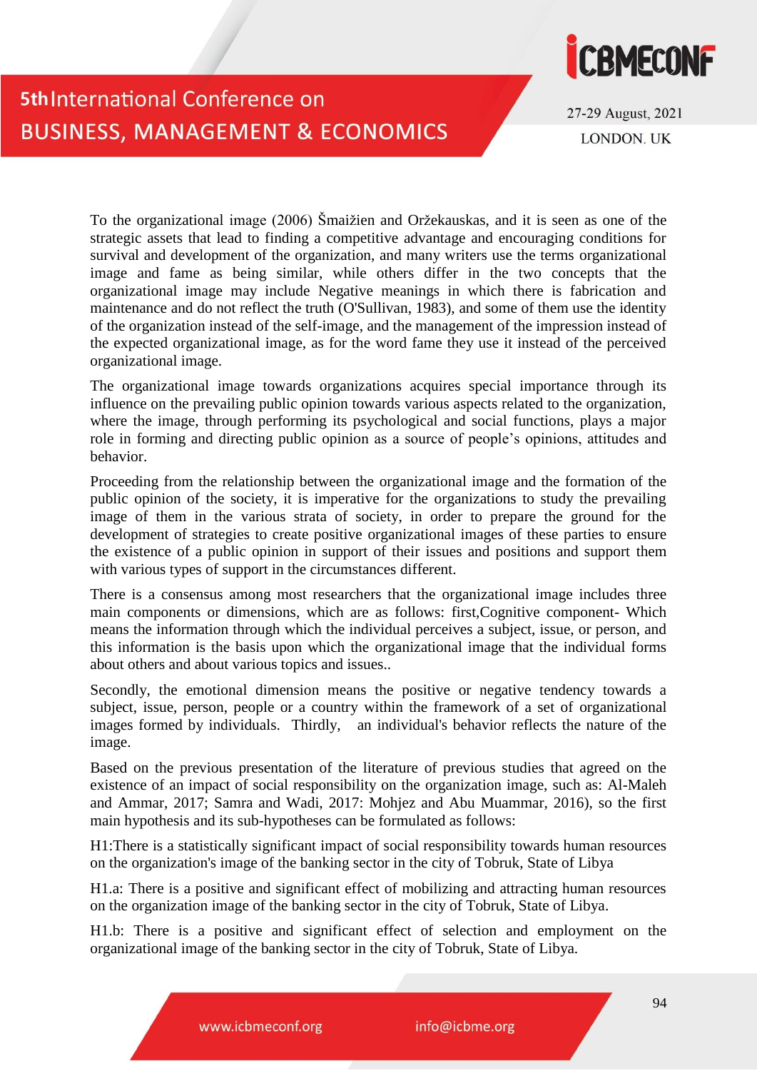To the organizational image (2006) Šmaižien and Oržekauskas, and it is seen as one of the strategic assets that lead to finding a competitive advantage and encouraging conditions for survival and development of the organization, and many writers use the terms organizational image and fame as being similar, while others differ in the two concepts that the organizational image may include Negative meanings in which there is fabrication and maintenance and do not reflect the truth (O'Sullivan, 1983), and some of them use the identity of the organization instead of the self-image, and the management of the impression instead of the expected organizational image, as for the word fame they use it instead of the perceived organizational image.

The organizational image towards organizations acquires special importance through its influence on the prevailing public opinion towards various aspects related to the organization, where the image, through performing its psychological and social functions, plays a major role in forming and directing public opinion as a source of people's opinions, attitudes and behavior.

Proceeding from the relationship between the organizational image and the formation of the public opinion of the society, it is imperative for the organizations to study the prevailing image of them in the various strata of society, in order to prepare the ground for the development of strategies to create positive organizational images of these parties to ensure the existence of a public opinion in support of their issues and positions and support them with various types of support in the circumstances different.

There is a consensus among most researchers that the organizational image includes three main components or dimensions, which are as follows: first,Cognitive component- Which means the information through which the individual perceives a subject, issue, or person, and this information is the basis upon which the organizational image that the individual forms about others and about various topics and issues..

Secondly, the emotional dimension means the positive or negative tendency towards a subject, issue, person, people or a country within the framework of a set of organizational images formed by individuals. Thirdly, an individual's behavior reflects the nature of the image.

Based on the previous presentation of the literature of previous studies that agreed on the existence of an impact of social responsibility on the organization image, such as: Al-Maleh and Ammar, 2017; Samra and Wadi, 2017: Mohjez and Abu Muammar, 2016), so the first main hypothesis and its sub-hypotheses can be formulated as follows:

H1:There is a statistically significant impact of social responsibility towards human resources on the organization's image of the banking sector in the city of Tobruk, State of Libya

H1.a: There is a positive and significant effect of mobilizing and attracting human resources on the organization image of the banking sector in the city of Tobruk, State of Libya.

H1.b: There is a positive and significant effect of selection and employment on the organizational image of the banking sector in the city of Tobruk, State of Libya.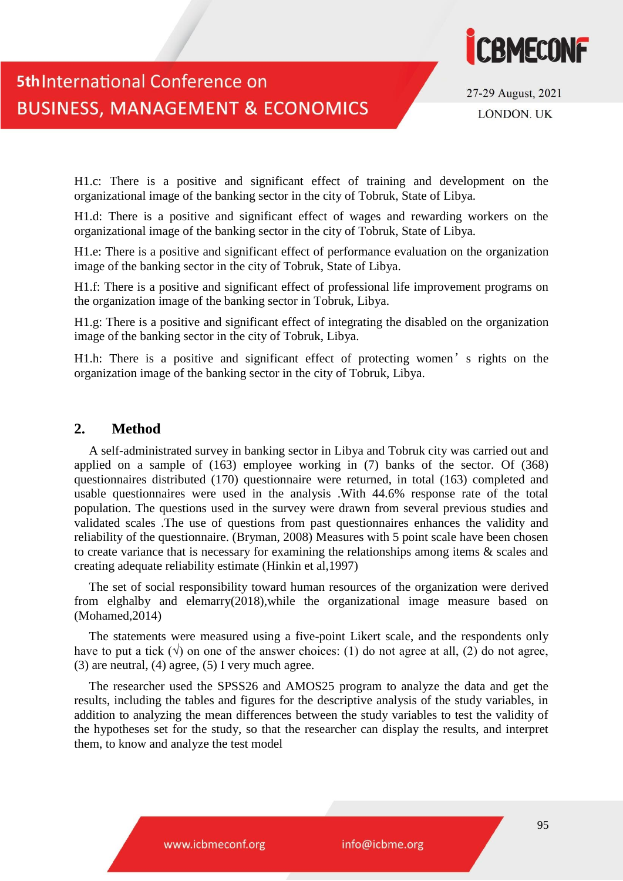H1.c: There is a positive and significant effect of training and development on the organizational image of the banking sector in the city of Tobruk, State of Libya.

H1.d: There is a positive and significant effect of wages and rewarding workers on the organizational image of the banking sector in the city of Tobruk, State of Libya.

H1.e: There is a positive and significant effect of performance evaluation on the organization image of the banking sector in the city of Tobruk, State of Libya.

H1.f: There is a positive and significant effect of professional life improvement programs on the organization image of the banking sector in Tobruk, Libya.

H1.g: There is a positive and significant effect of integrating the disabled on the organization image of the banking sector in the city of Tobruk, Libya.

H1.h: There is a positive and significant effect of protecting women's rights on the organization image of the banking sector in the city of Tobruk, Libya.

## 2. Method

A self-administrated survey in banking sector in Libya and Tobruk city was carried out and applied on a sample of (163) employee working in (7) banks of the sector. Of (368) questionnaires distributed (170) questionnaire were returned, in total (163) completed and usable questionnaires were used in the analysis .With 44.6% response rate of the total population. The questions used in the survey were drawn from several previous studies and validated scales .The use of questions from past questionnaires enhances the validity and reliability of the questionnaire. (Bryman, 2008) Measures with 5 point scale have been chosen to create variance that is necessary for examining the relationships among items & scales and creating adequate reliability estimate (Hinkin et al,1997)

The set of social responsibility toward human resources of the organization were derived from elghalby and elemarry(2018),while the organizational image measure based on (Mohamed,2014)

The statements were measured using a five-point Likert scale, and the respondents only have to put a tick (√) on one of the answer choices: (1) do not agree at all, (2) do not agree, (3) are neutral, (4) agree, (5) I very much agree.

The researcher used the SPSS26 and AMOS25 program to analyze the data and get the results, including the tables and figures for the descriptive analysis of the study variables, in addition to analyzing the mean differences between the study variables to test the validity of the hypotheses set for the study, so that the researcher can display the results, and interpret them, to know and analyze the test model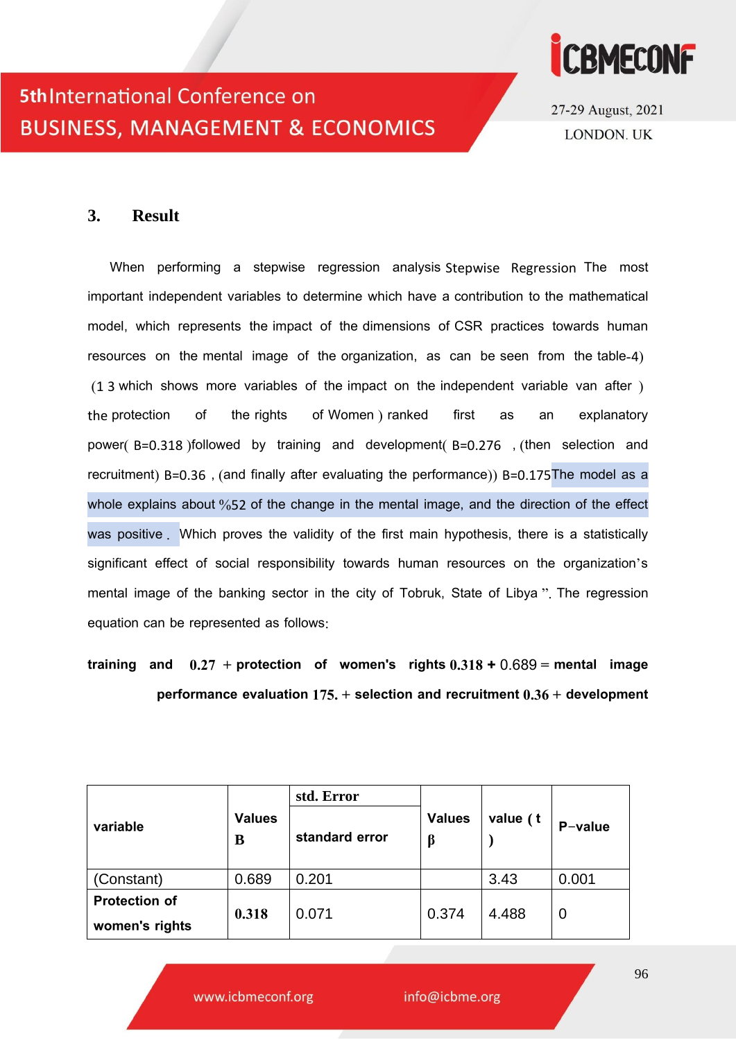## 3. Result

When performing a stepwise regression analysis Stepwise Regression The most important independent variables to determine which have a contribution to the mathematical model, which represents the impact of the dimensions of CSR practices towards human resources on the mental image of the organization, as can be seen from the table-4) (1 3 which shows more variables of the impact on the independent variable van after ) the protection of the rights of Women ) ranked first as an explanatory power( B=0.318 )followed by training and development( B=0.276 , (then selection and recruitment) B=0.36 , (and finally after evaluating the performance)) B=0.175The model as a whole explains about %52 of the change in the mental image, and the direction of the effect was positive . Which proves the validity of the first main hypothesis, there is a statistically significant effect of social responsibility towards human resources on the organization's mental image of the banking sector in the city of Tobruk, State of Libya ". The regression equation can be represented as follows:

**training and** 0.27 + **protection of women's rights** 0.318 **+** 0.689 = **mental image**

**performance evaluation** 175. + **selection and recruitment** 0.36 + **development**

| variable | Values B | std. Error<br>standard error | Values β | value ( t ) | P–value |
|---|---|---|---|---|---|
| (Constant) | 0.689 | 0.201 | | 3.43 | 0.001 |
| **Protection of women's rights** | **0.318** | 0.071 | 0.374 | 4.488 | 0 |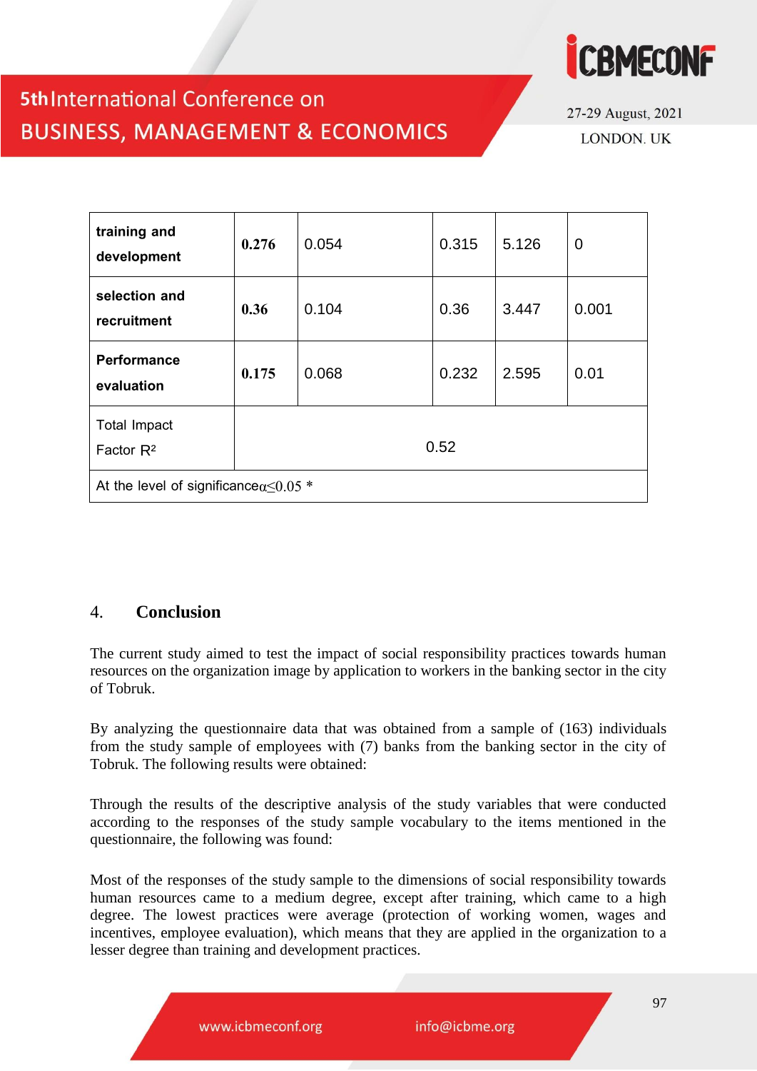| | | | | | |
|---|---|---|---|---|---|
| **training and development** | **0.276** | 0.054 | 0.315 | 5.126 | 0 |
| **selection and recruitment** | **0.36** | 0.104 | 0.36 | 3.447 | 0.001 |
| **Performance evaluation** | **0.175** | 0.068 | 0.232 | 2.595 | 0.01 |
| Total Impact Factor $R^2$ | 0.52 | | | | |
| At the level of significance $\alpha \leq 0.05$ * | | | | | |

## 4. Conclusion

The current study aimed to test the impact of social responsibility practices towards human resources on the organization image by application to workers in the banking sector in the city of Tobruk.

By analyzing the questionnaire data that was obtained from a sample of (163) individuals from the study sample of employees with (7) banks from the banking sector in the city of Tobruk. The following results were obtained:

Through the results of the descriptive analysis of the study variables that were conducted according to the responses of the study sample vocabulary to the items mentioned in the questionnaire, the following was found:

Most of the responses of the study sample to the dimensions of social responsibility towards human resources came to a medium degree, except after training, which came to a high degree. The lowest practices were average (protection of working women, wages and incentives, employee evaluation), which means that they are applied in the organization to a lesser degree than training and development practices.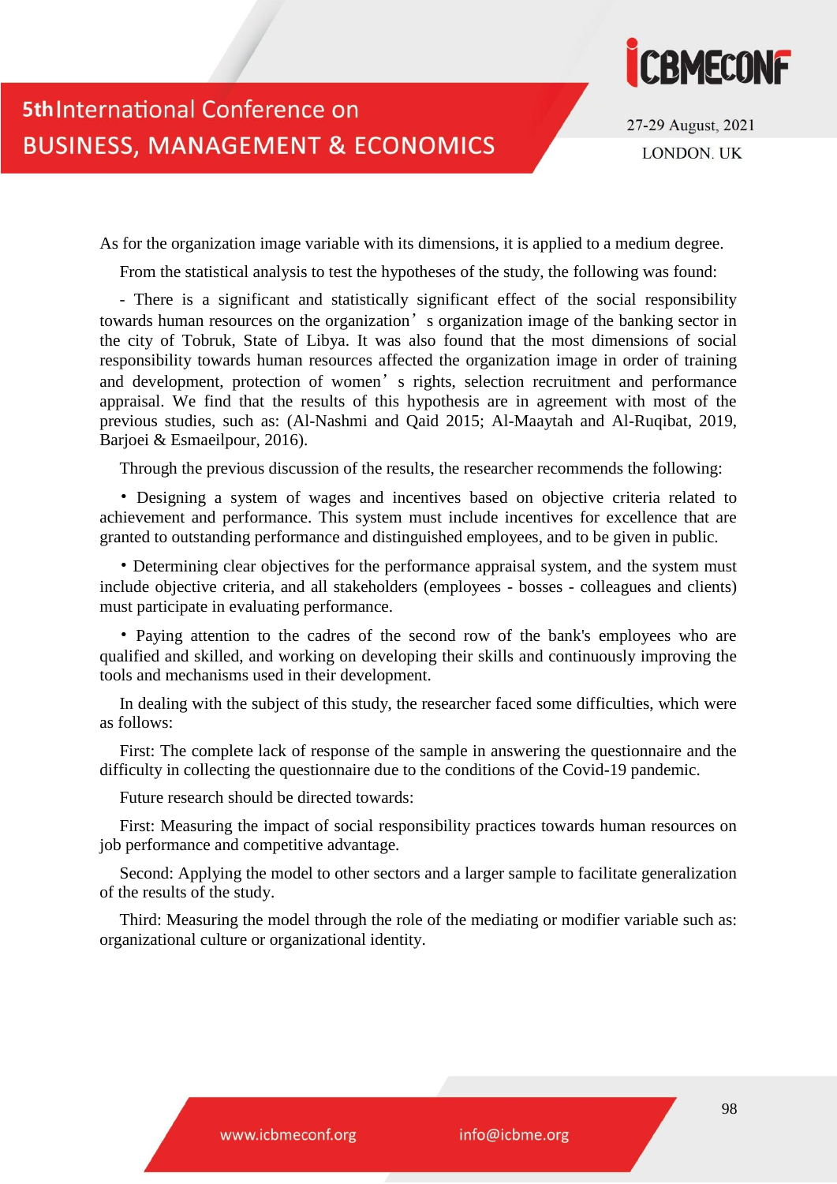As for the organization image variable with its dimensions, it is applied to a medium degree.

From the statistical analysis to test the hypotheses of the study, the following was found:

- There is a significant and statistically significant effect of the social responsibility towards human resources on the organization's organization image of the banking sector in the city of Tobruk, State of Libya. It was also found that the most dimensions of social responsibility towards human resources affected the organization image in order of training and development, protection of women's rights, selection recruitment and performance appraisal. We find that the results of this hypothesis are in agreement with most of the previous studies, such as: (Al-Nashmi and Qaid 2015; Al-Maaytah and Al-Ruqibat, 2019, Barjoei & Esmaeilpour, 2016).

Through the previous discussion of the results, the researcher recommends the following:

• Designing a system of wages and incentives based on objective criteria related to achievement and performance. This system must include incentives for excellence that are granted to outstanding performance and distinguished employees, and to be given in public.

• Determining clear objectives for the performance appraisal system, and the system must include objective criteria, and all stakeholders (employees - bosses - colleagues and clients) must participate in evaluating performance.

• Paying attention to the cadres of the second row of the bank's employees who are qualified and skilled, and working on developing their skills and continuously improving the tools and mechanisms used in their development.

In dealing with the subject of this study, the researcher faced some difficulties, which were as follows:

First: The complete lack of response of the sample in answering the questionnaire and the difficulty in collecting the questionnaire due to the conditions of the Covid-19 pandemic.

Future research should be directed towards:

First: Measuring the impact of social responsibility practices towards human resources on job performance and competitive advantage.

Second: Applying the model to other sectors and a larger sample to facilitate generalization of the results of the study.

Third: Measuring the model through the role of the mediating or modifier variable such as: organizational culture or organizational identity.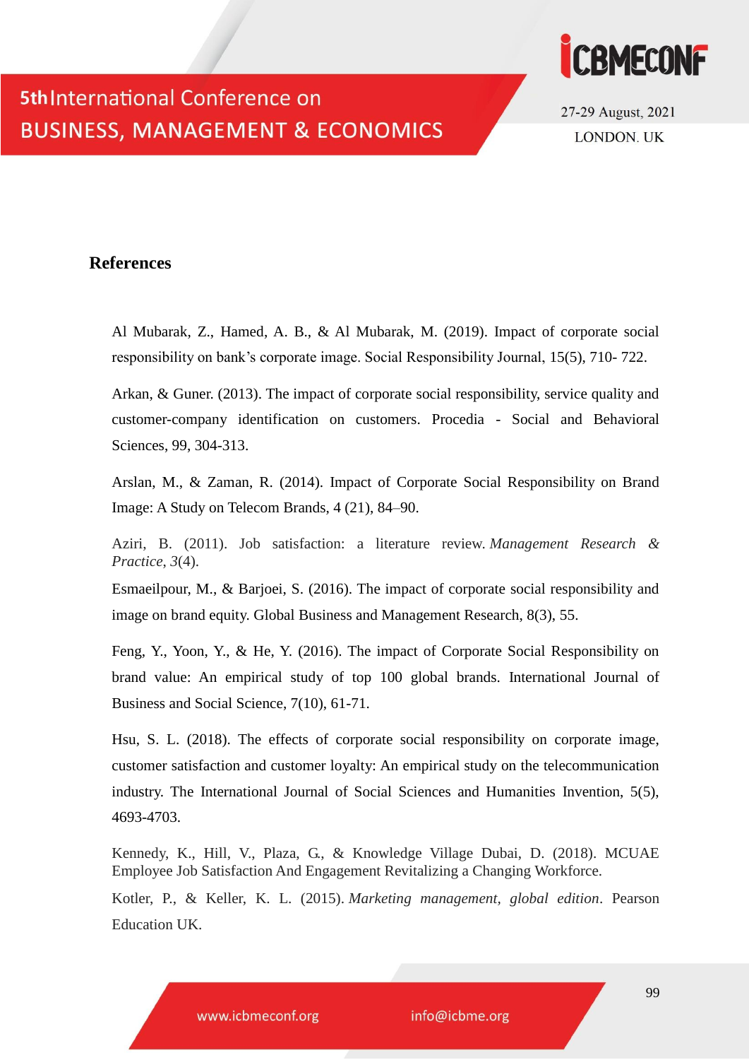## References

Al Mubarak, Z., Hamed, A. B., & Al Mubarak, M. (2019). Impact of corporate social responsibility on bank's corporate image. Social Responsibility Journal, 15(5), 710- 722.

Arkan, & Guner. (2013). The impact of corporate social responsibility, service quality and customer-company identification on customers. Procedia - Social and Behavioral Sciences, 99, 304-313.

Arslan, M., & Zaman, R. (2014). Impact of Corporate Social Responsibility on Brand Image: A Study on Telecom Brands, 4 (21), 84–90.

Aziri, B. (2011). Job satisfaction: a literature review. *Management Research & Practice*, *3*(4).

Esmaeilpour, M., & Barjoei, S. (2016). The impact of corporate social responsibility and image on brand equity. Global Business and Management Research, 8(3), 55.

Feng, Y., Yoon, Y., & He, Y. (2016). The impact of Corporate Social Responsibility on brand value: An empirical study of top 100 global brands. International Journal of Business and Social Science, 7(10), 61-71.

Hsu, S. L. (2018). The effects of corporate social responsibility on corporate image, customer satisfaction and customer loyalty: An empirical study on the telecommunication industry. The International Journal of Social Sciences and Humanities Invention, 5(5), 4693-4703.

Kennedy, K., Hill, V., Plaza, G., & Knowledge Village Dubai, D. (2018). MCUAE Employee Job Satisfaction And Engagement Revitalizing a Changing Workforce.

Kotler, P., & Keller, K. L. (2015). *Marketing management, global edition*. Pearson Education UK.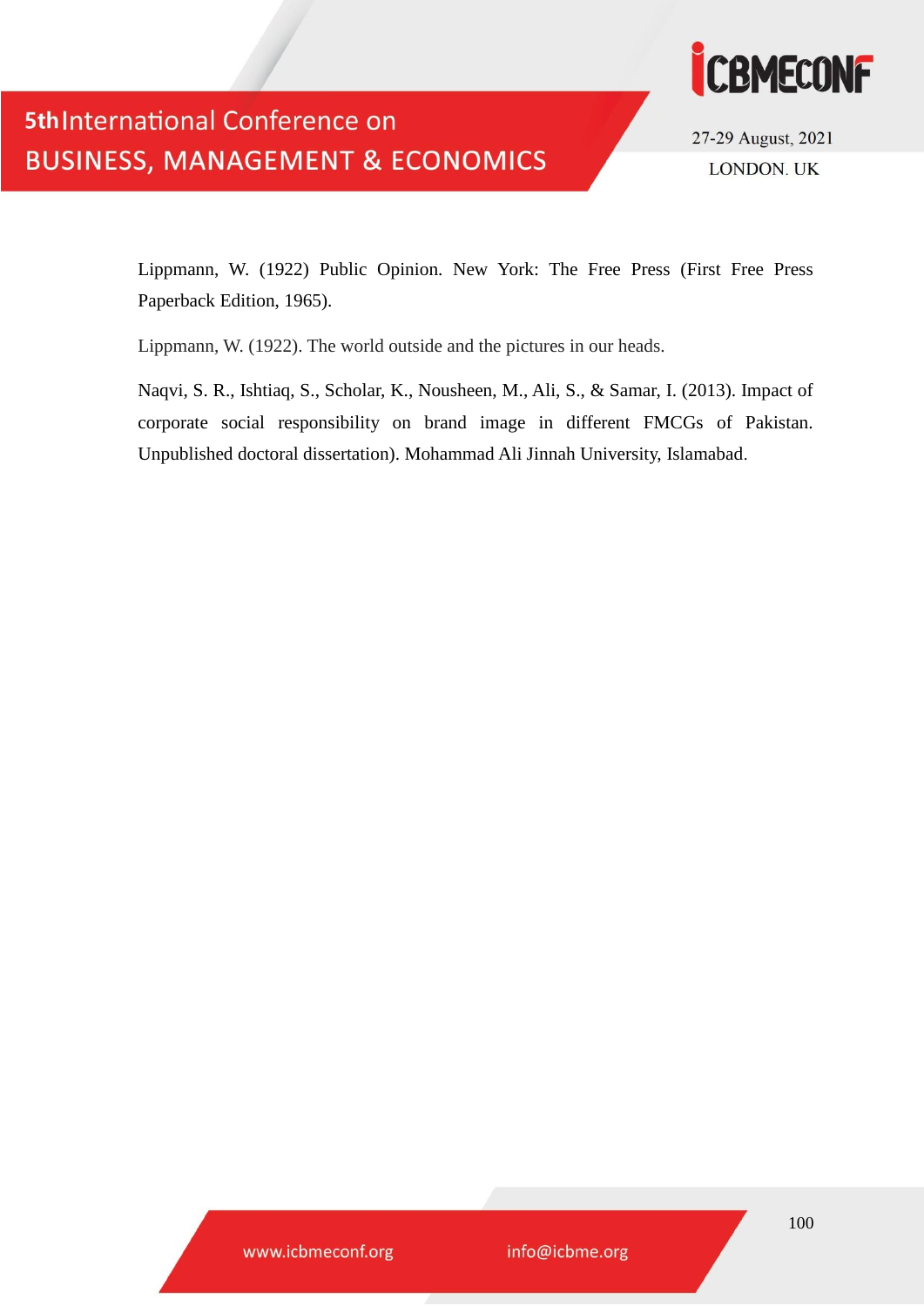Lippmann, W. (1922) Public Opinion. New York: The Free Press (First Free Press Paperback Edition, 1965).

Lippmann, W. (1922). The world outside and the pictures in our heads.

Naqvi, S. R., Ishtiaq, S., Scholar, K., Nousheen, M., Ali, S., & Samar, I. (2013). Impact of corporate social responsibility on brand image in different FMCGs of Pakistan. Unpublished doctoral dissertation). Mohammad Ali Jinnah University, Islamabad.